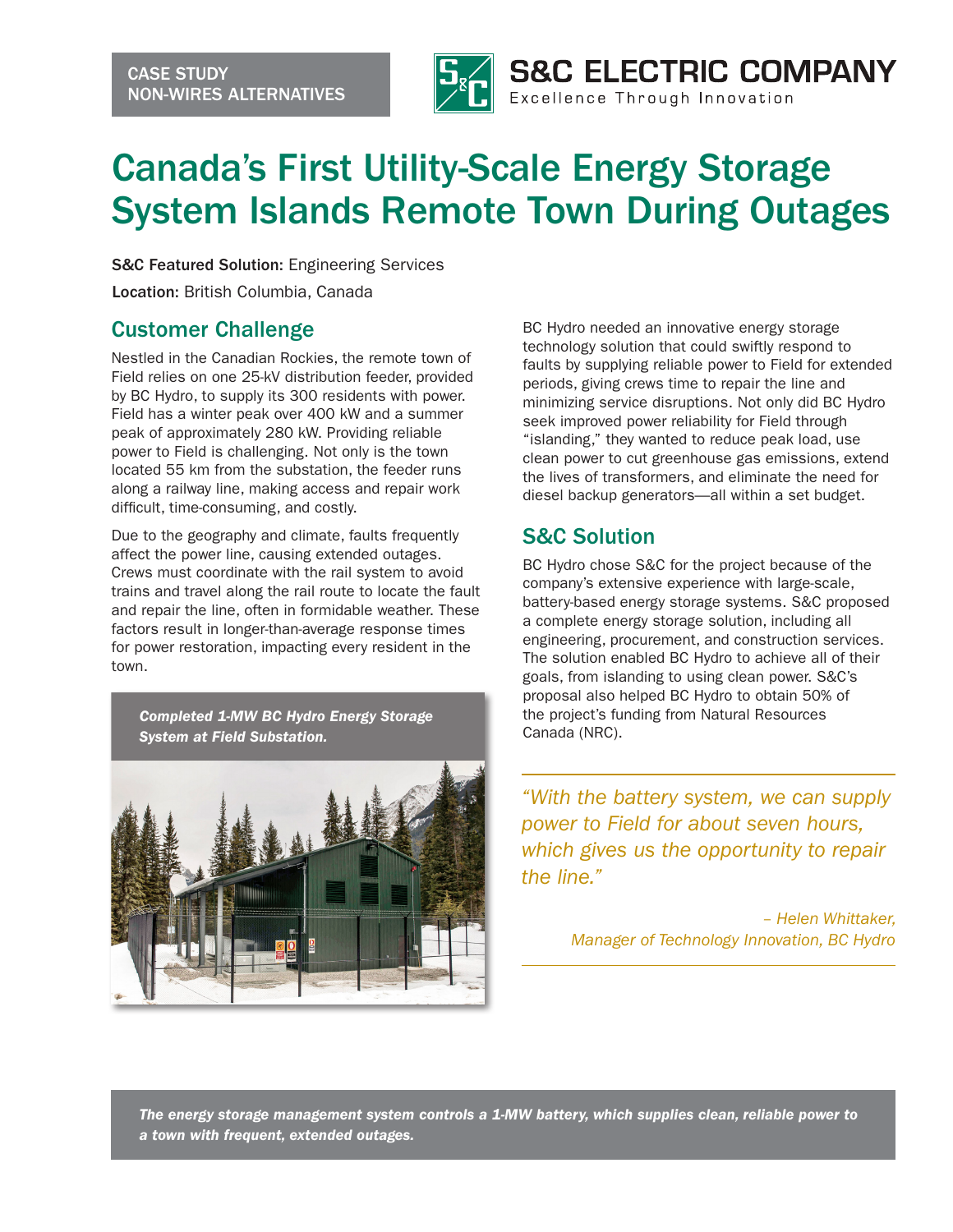CASE STUDY
NON-WIRES ALTERNATIVES

S&C ELECTRIC COMPANY
Excellence Through Innovation

# Canada's First Utility-Scale Energy Storage System Islands Remote Town During Outages

**S&C Featured Solution:** Engineering Services

**Location:** British Columbia, Canada

## Customer Challenge

Nestled in the Canadian Rockies, the remote town of Field relies on one 25-kV distribution feeder, provided by BC Hydro, to supply its 300 residents with power. Field has a winter peak over 400 kW and a summer peak of approximately 280 kW. Providing reliable power to Field is challenging. Not only is the town located 55 km from the substation, the feeder runs along a railway line, making access and repair work difficult, time-consuming, and costly.

Due to the geography and climate, faults frequently affect the power line, causing extended outages. Crews must coordinate with the rail system to avoid trains and travel along the rail route to locate the fault and repair the line, often in formidable weather. These factors result in longer-than-average response times for power restoration, impacting every resident in the town.

*Completed 1-MW BC Hydro Energy Storage System at Field Substation.*

BC Hydro needed an innovative energy storage technology solution that could swiftly respond to faults by supplying reliable power to Field for extended periods, giving crews time to repair the line and minimizing service disruptions. Not only did BC Hydro seek improved power reliability for Field through "islanding," they wanted to reduce peak load, use clean power to cut greenhouse gas emissions, extend the lives of transformers, and eliminate the need for diesel backup generators—all within a set budget.

## S&C Solution

BC Hydro chose S&C for the project because of the company's extensive experience with large-scale, battery-based energy storage systems. S&C proposed a complete energy storage solution, including all engineering, procurement, and construction services. The solution enabled BC Hydro to achieve all of their goals, from islanding to using clean power. S&C's proposal also helped BC Hydro to obtain 50% of the project's funding from Natural Resources Canada (NRC).

> *"With the battery system, we can supply power to Field for about seven hours, which gives us the opportunity to repair the line."*
>
> *– Helen Whittaker, Manager of Technology Innovation, BC Hydro*

***The energy storage management system controls a 1-MW battery, which supplies clean, reliable power to a town with frequent, extended outages.***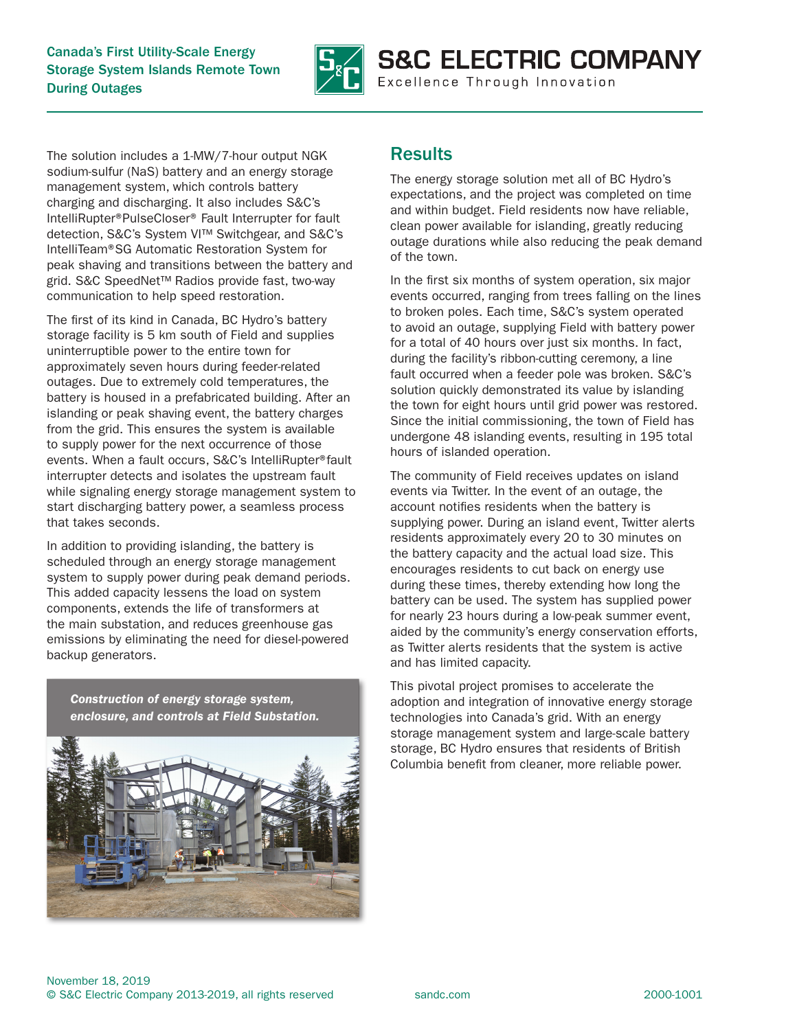The solution includes a 1-MW/7-hour output NGK sodium-sulfur (NaS) battery and an energy storage management system, which controls battery charging and discharging. It also includes S&C's IntelliRupter®PulseCloser® Fault Interrupter for fault detection, S&C's System VI™ Switchgear, and S&C's IntelliTeam®SG Automatic Restoration System for peak shaving and transitions between the battery and grid. S&C SpeedNet™ Radios provide fast, two-way communication to help speed restoration.

The first of its kind in Canada, BC Hydro's battery storage facility is 5 km south of Field and supplies uninterruptible power to the entire town for approximately seven hours during feeder-related outages. Due to extremely cold temperatures, the battery is housed in a prefabricated building. After an islanding or peak shaving event, the battery charges from the grid. This ensures the system is available to supply power for the next occurrence of those events. When a fault occurs, S&C's IntelliRupter® fault interrupter detects and isolates the upstream fault while signaling energy storage management system to start discharging battery power, a seamless process that takes seconds.

In addition to providing islanding, the battery is scheduled through an energy storage management system to supply power during peak demand periods. This added capacity lessens the load on system components, extends the life of transformers at the main substation, and reduces greenhouse gas emissions by eliminating the need for diesel-powered backup generators.

*Construction of energy storage system, enclosure, and controls at Field Substation.*

## Results

The energy storage solution met all of BC Hydro's expectations, and the project was completed on time and within budget. Field residents now have reliable, clean power available for islanding, greatly reducing outage durations while also reducing the peak demand of the town.

In the first six months of system operation, six major events occurred, ranging from trees falling on the lines to broken poles. Each time, S&C's system operated to avoid an outage, supplying Field with battery power for a total of 40 hours over just six months. In fact, during the facility's ribbon-cutting ceremony, a line fault occurred when a feeder pole was broken. S&C's solution quickly demonstrated its value by islanding the town for eight hours until grid power was restored. Since the initial commissioning, the town of Field has undergone 48 islanding events, resulting in 195 total hours of islanded operation.

The community of Field receives updates on island events via Twitter. In the event of an outage, the account notifies residents when the battery is supplying power. During an island event, Twitter alerts residents approximately every 20 to 30 minutes on the battery capacity and the actual load size. This encourages residents to cut back on energy use during these times, thereby extending how long the battery can be used. The system has supplied power for nearly 23 hours during a low-peak summer event, aided by the community's energy conservation efforts, as Twitter alerts residents that the system is active and has limited capacity.

This pivotal project promises to accelerate the adoption and integration of innovative energy storage technologies into Canada's grid. With an energy storage management system and large-scale battery storage, BC Hydro ensures that residents of British Columbia benefit from cleaner, more reliable power.

November 18, 2019
© S&C Electric Company 2013-2019, all rights reserved

sandc.com

2000-1001